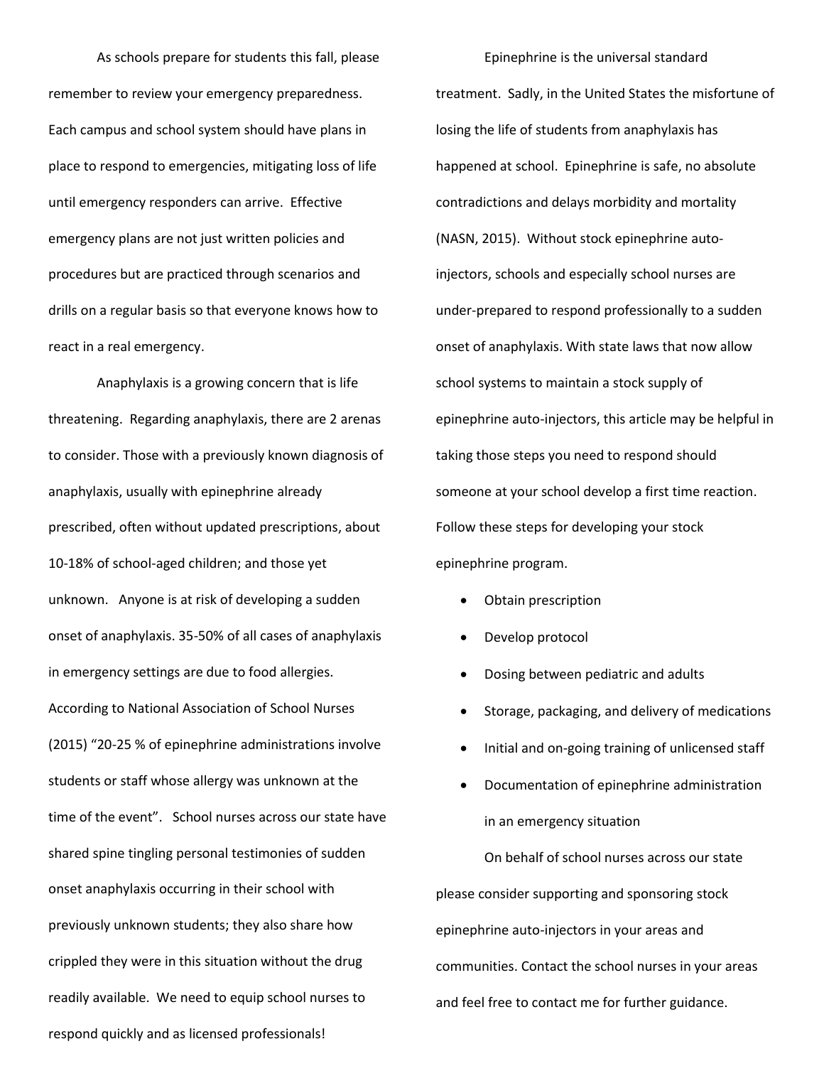As schools prepare for students this fall, please remember to review your emergency preparedness. Each campus and school system should have plans in place to respond to emergencies, mitigating loss of life until emergency responders can arrive. Effective emergency plans are not just written policies and procedures but are practiced through scenarios and drills on a regular basis so that everyone knows how to react in a real emergency.

Anaphylaxis is a growing concern that is life threatening. Regarding anaphylaxis, there are 2 arenas to consider. Those with a previously known diagnosis of anaphylaxis, usually with epinephrine already prescribed, often without updated prescriptions, about 10-18% of school-aged children; and those yet unknown. Anyone is at risk of developing a sudden onset of anaphylaxis. 35-50% of all cases of anaphylaxis in emergency settings are due to food allergies. According to National Association of School Nurses (2015) "20-25 % of epinephrine administrations involve students or staff whose allergy was unknown at the time of the event". School nurses across our state have shared spine tingling personal testimonies of sudden onset anaphylaxis occurring in their school with previously unknown students; they also share how crippled they were in this situation without the drug readily available. We need to equip school nurses to respond quickly and as licensed professionals!

Epinephrine is the universal standard treatment. Sadly, in the United States the misfortune of losing the life of students from anaphylaxis has happened at school. Epinephrine is safe, no absolute contradictions and delays morbidity and mortality (NASN, 2015). Without stock epinephrine auto-injectors, schools and especially school nurses are under-prepared to respond professionally to a sudden onset of anaphylaxis. With state laws that now allow school systems to maintain a stock supply of epinephrine auto-injectors, this article may be helpful in taking those steps you need to respond should someone at your school develop a first time reaction. Follow these steps for developing your stock epinephrine program.

- Obtain prescription
- Develop protocol
- Dosing between pediatric and adults
- Storage, packaging, and delivery of medications
- Initial and on-going training of unlicensed staff
- Documentation of epinephrine administration in an emergency situation

On behalf of school nurses across our state please consider supporting and sponsoring stock epinephrine auto-injectors in your areas and communities. Contact the school nurses in your areas and feel free to contact me for further guidance.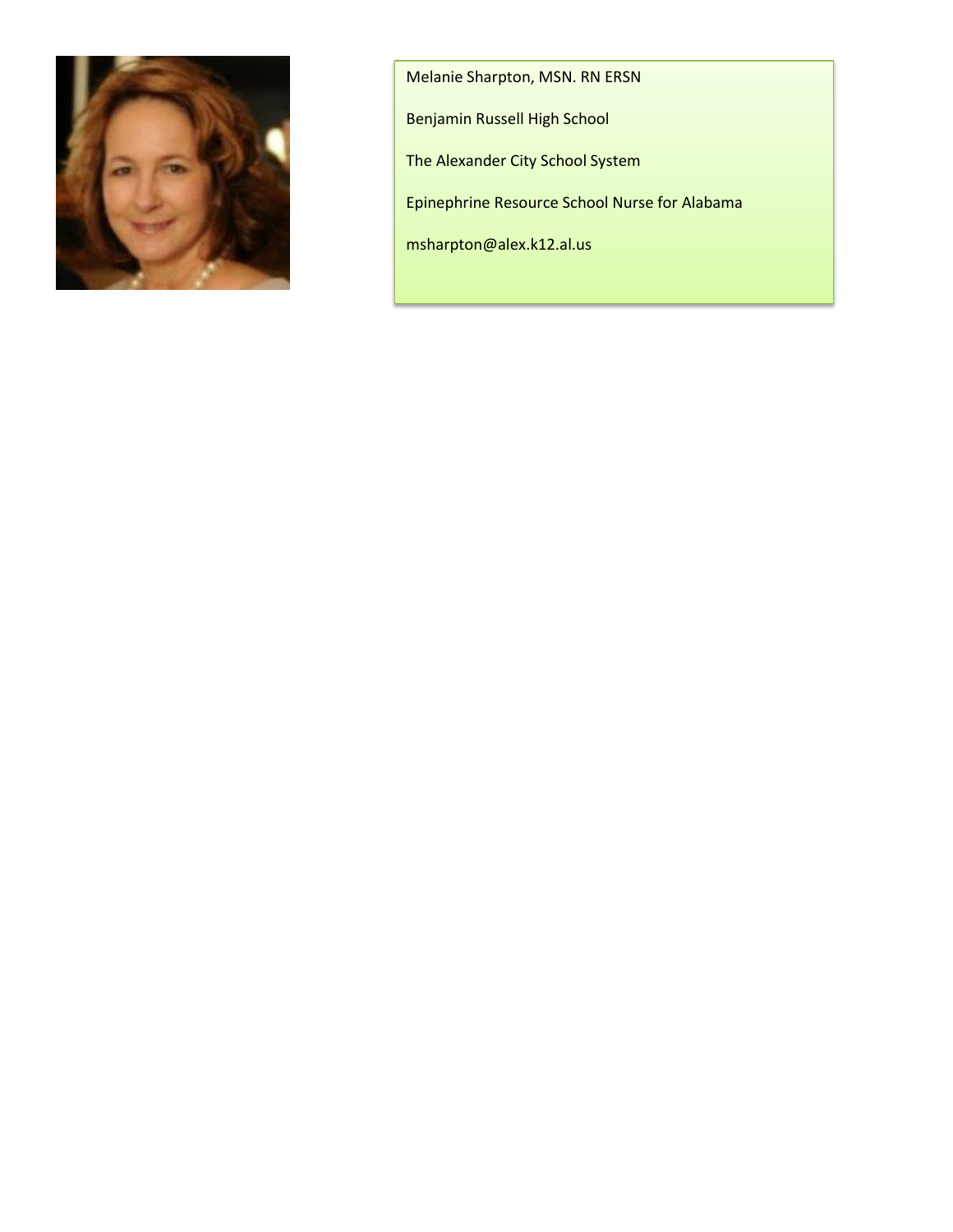Melanie Sharpton, MSN. RN ERSN

Benjamin Russell High School

The Alexander City School System

Epinephrine Resource School Nurse for Alabama

msharpton@alex.k12.al.us